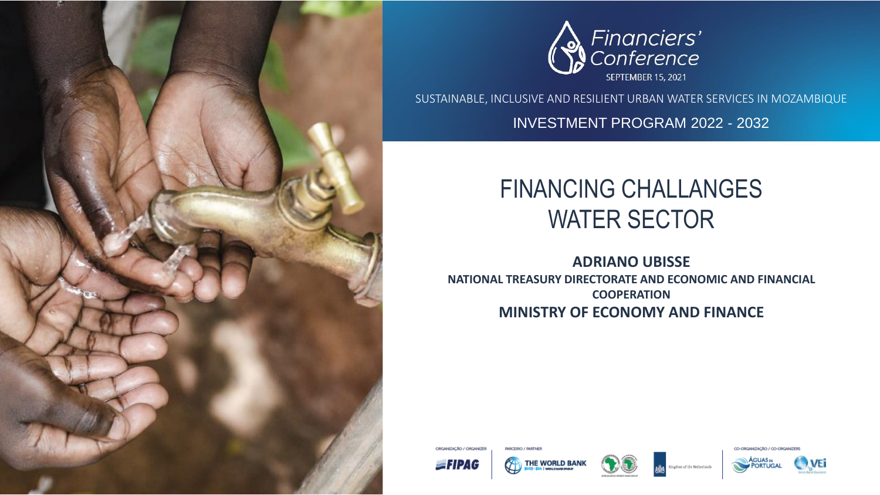Financiers' Conference

SEPTEMBER 15, 2021

SUSTAINABLE, INCLUSIVE AND RESILIENT URBAN WATER SERVICES IN MOZAMBIQUE

INVESTMENT PROGRAM 2022 - 2032

# FINANCING CHALLANGES WATER SECTOR

**ADRIANO UBISSE**

**NATIONAL TREASURY DIRECTORATE AND ECONOMIC AND FINANCIAL COOPERATION**

**MINISTRY OF ECONOMY AND FINANCE**

ORGANIZAÇÃO / ORGANIZER: FIPAG

PARCEIRO / PARTNER: THE WORLD BANK; Kingdom of the Netherlands

CO-ORGANIZAÇÃO / CO-ORGANIZERS: ÁGUAS DE PORTUGAL; VEI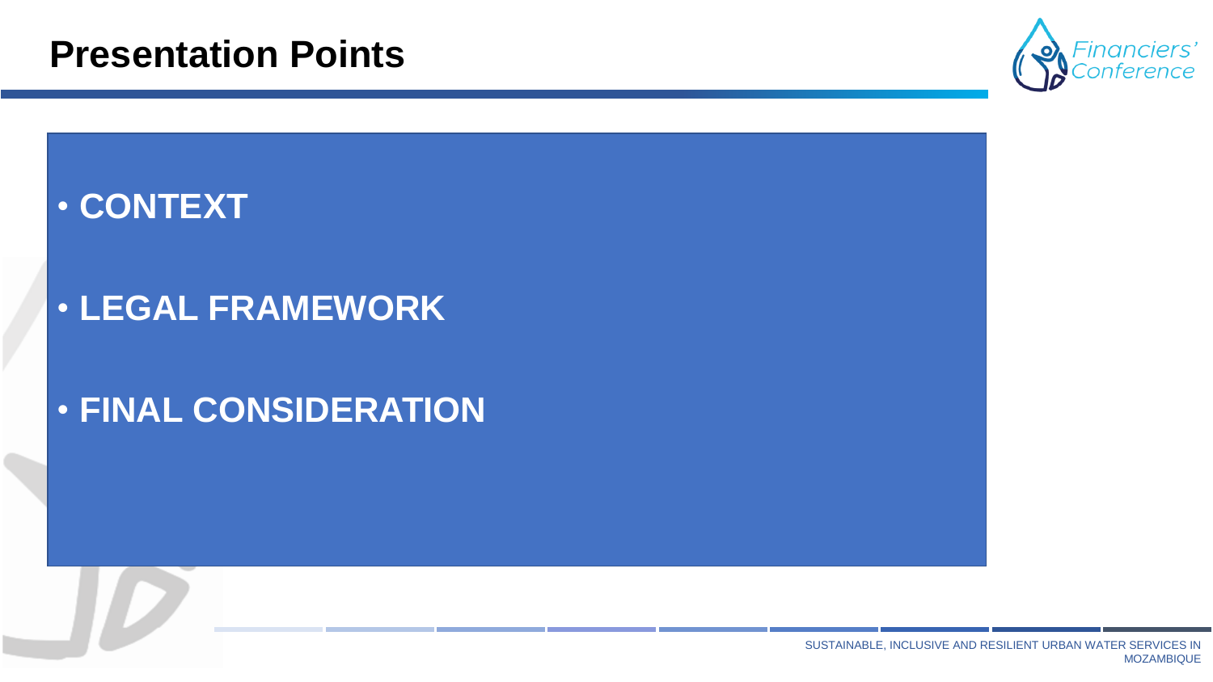# Presentation Points

- **CONTEXT**
- **LEGAL FRAMEWORK**
- **FINAL CONSIDERATION**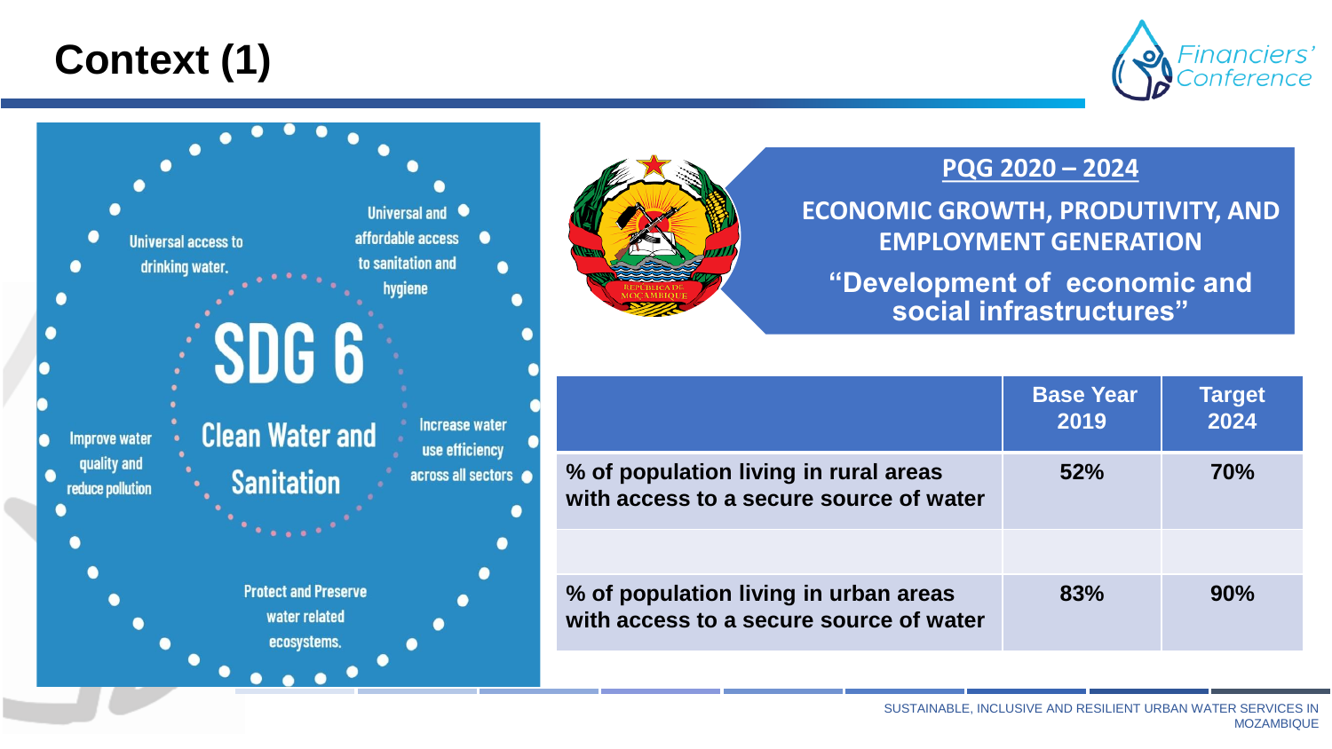# Context (1)

**SDG 6**

**Clean Water and Sanitation**

- Universal access to drinking water.
- Universal and affordable access to sanitation and hygiene
- Improve water quality and reduce pollution
- Increase water use efficiency across all sectors
- Protect and Preserve water related ecosystems.

**PQG 2020 – 2024**

**ECONOMIC GROWTH, PRODUTIVITY, AND EMPLOYMENT GENERATION**

**"Development of economic and social infrastructures"**

| | Base Year 2019 | Target 2024 |
|---|---|---|
| % of population living in rural areas with access to a secure source of water | 52% | 70% |
| | | |
| % of population living in urban areas with access to a secure source of water | 83% | 90% |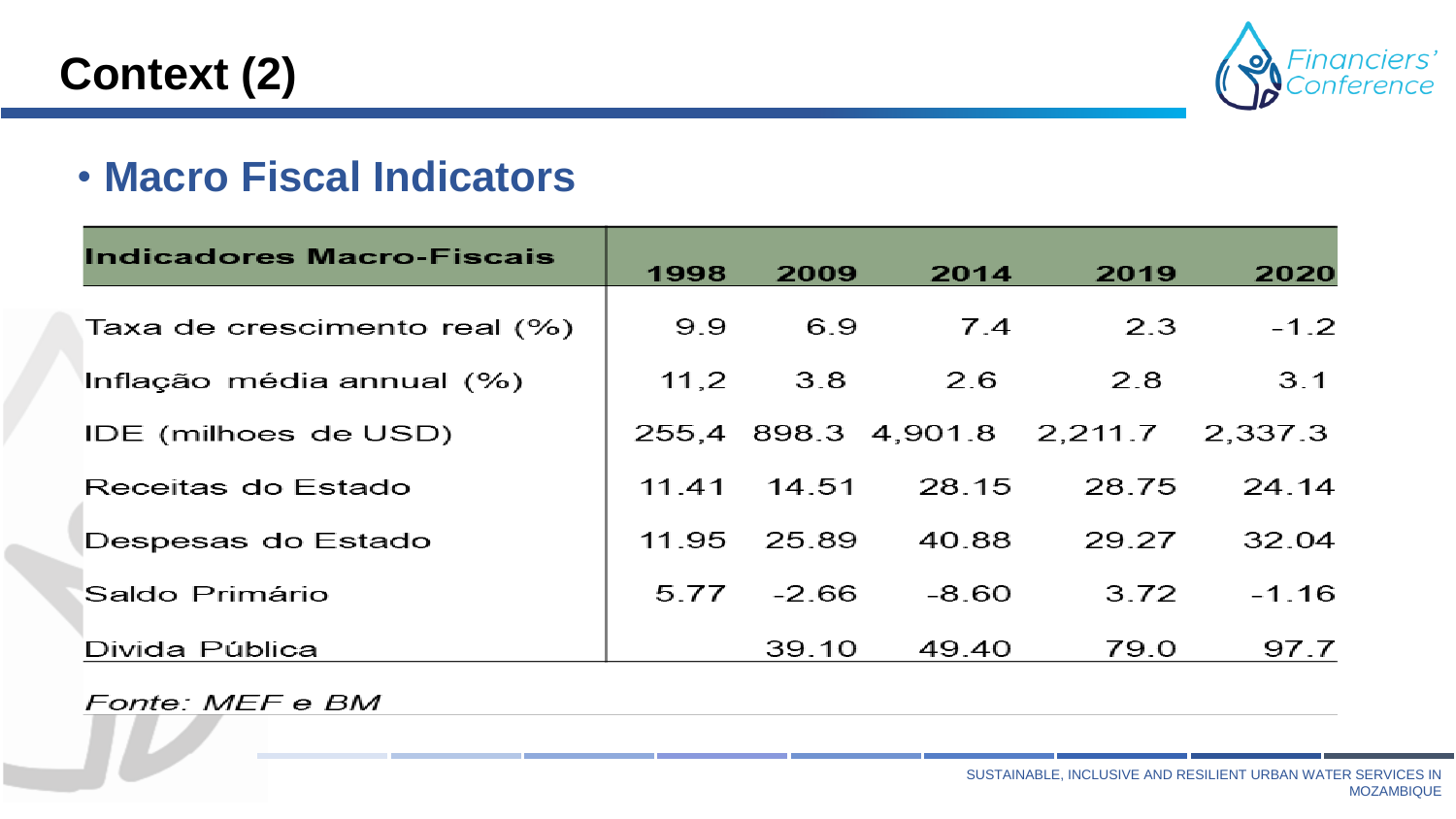# Context (2)

- **Macro Fiscal Indicators**

| Indicadores Macro-Fiscais | 1998 | 2009 | 2014 | 2019 | 2020 |
|---|---|---|---|---|---|
| Taxa de crescimento real (%) | 9.9 | 6.9 | 7.4 | 2.3 | -1.2 |
| Inflação média annual (%) | 11,2 | 3.8 | 2.6 | 2.8 | 3.1 |
| IDE (milhoes de USD) | 255,4 | 898.3 | 4,901.8 | 2,211.7 | 2,337.3 |
| Receitas do Estado | 11.41 | 14.51 | 28.15 | 28.75 | 24.14 |
| Despesas do Estado | 11.95 | 25.89 | 40.88 | 29.27 | 32.04 |
| Saldo Primário | 5.77 | -2.66 | -8.60 | 3.72 | -1.16 |
| Divida Pública | | 39.10 | 49.40 | 79.0 | 97.7 |

*Fonte: MEF e BM*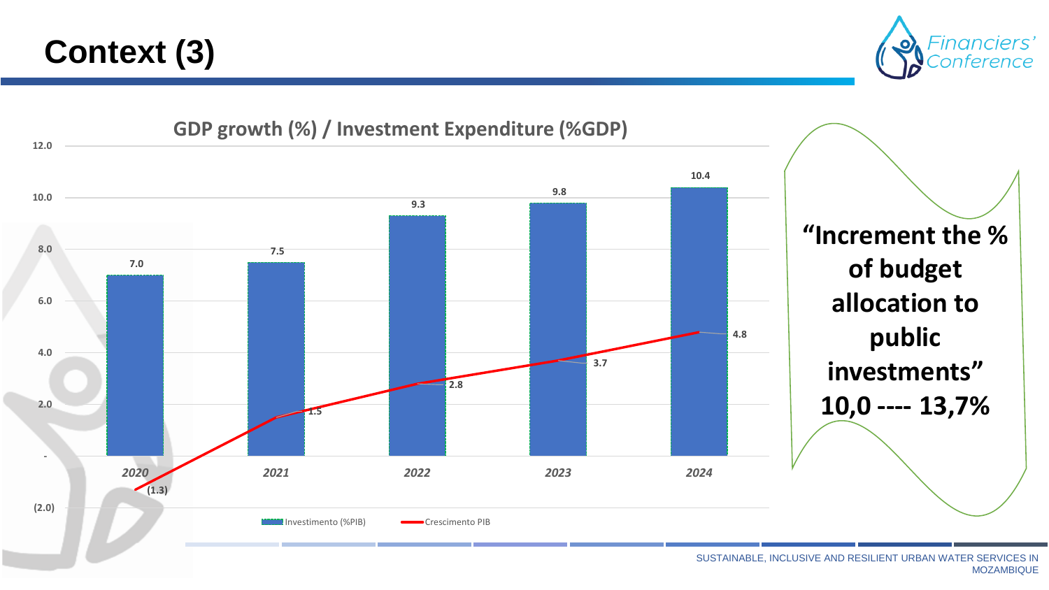# Context (3)

**GDP growth (%) / Investment Expenditure (%GDP)**

| Year | Investimento (%PIB) | Crescimento PIB |
| --- | --- | --- |
| 2020 | 7.0 | (1.3) |
| 2021 | 7.5 | 1.5 |
| 2022 | 9.3 | 2.8 |
| 2023 | 9.8 | 3.7 |
| 2024 | 10.4 | 4.8 |

**"Increment the % of budget allocation to public investments"**
**10,0 ---- 13,7%**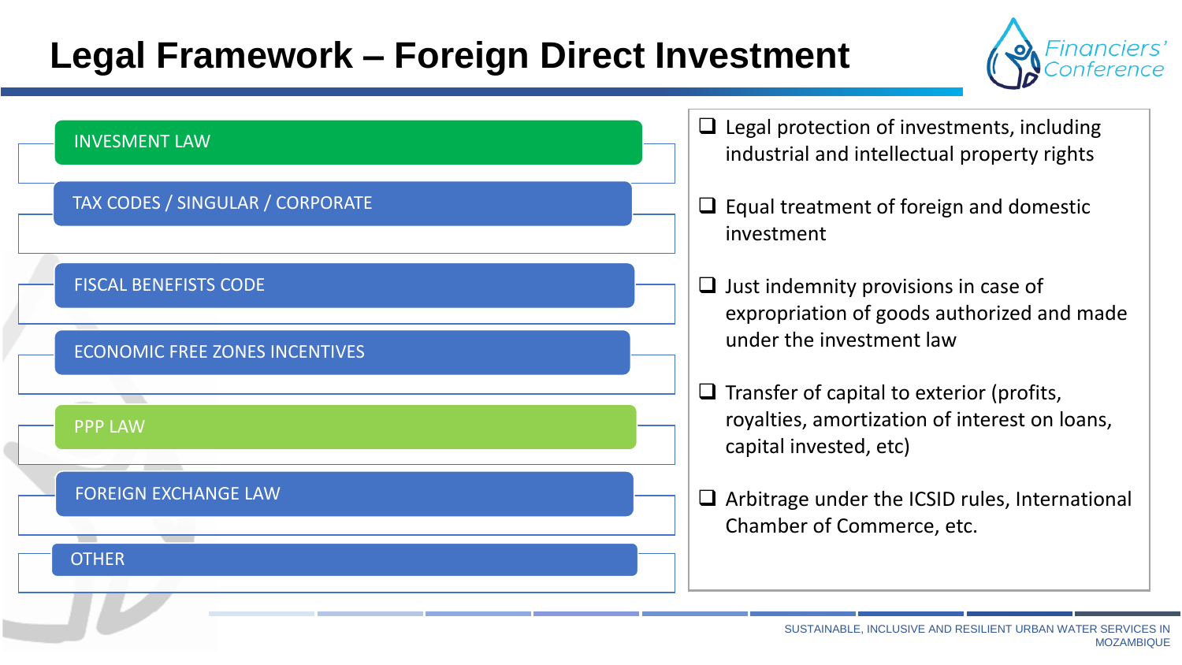# Legal Framework – Foreign Direct Investment

- INVESMENT LAW
- TAX CODES / SINGULAR / CORPORATE
- FISCAL BENEFISTS CODE
- ECONOMIC FREE ZONES INCENTIVES
- PPP LAW
- FOREIGN EXCHANGE LAW
- OTHER

- Legal protection of investments, including industrial and intellectual property rights
- Equal treatment of foreign and domestic investment
- Just indemnity provisions in case of expropriation of goods authorized and made under the investment law
- Transfer of capital to exterior (profits, royalties, amortization of interest on loans, capital invested, etc)
- Arbitrage under the ICSID rules, International Chamber of Commerce, etc.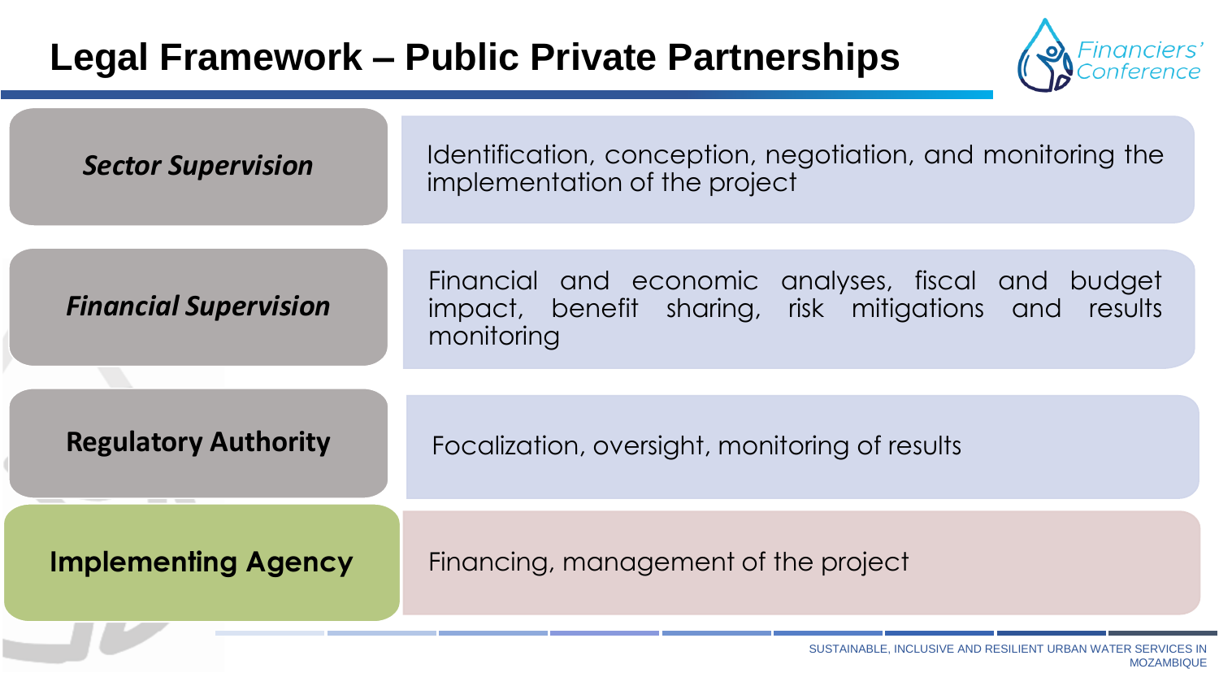# Legal Framework – Public Private Partnerships

| Role | Responsibilities |
| --- | --- |
| ***Sector Supervision*** | Identification, conception, negotiation, and monitoring the implementation of the project |
| ***Financial Supervision*** | Financial and economic analyses, fiscal and budget impact, benefit sharing, risk mitigations and results monitoring |
| **Regulatory Authority** | Focalization, oversight, monitoring of results |
| **Implementing Agency** | Financing, management of the project |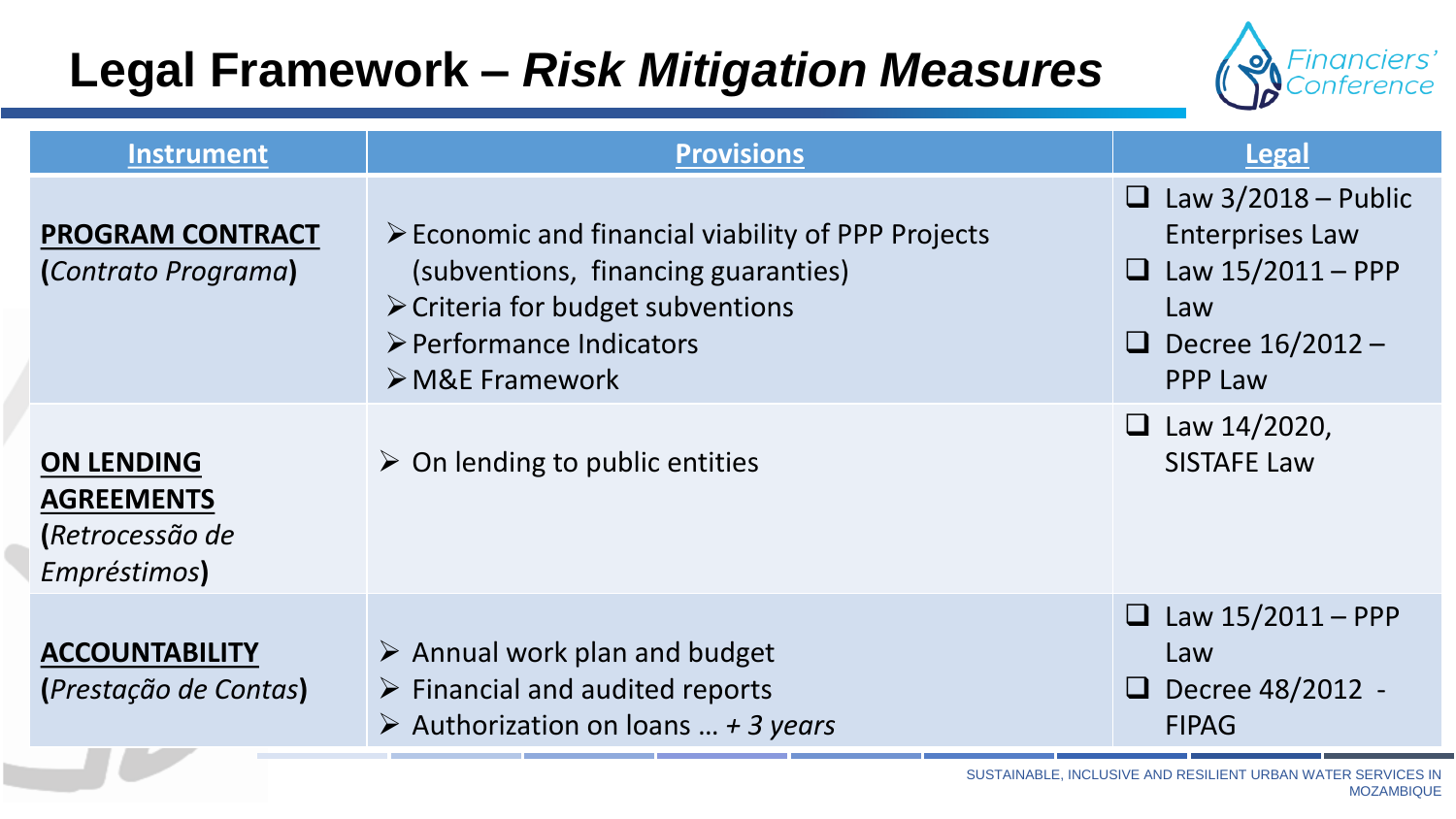# Legal Framework – *Risk Mitigation Measures*

| Instrument | Provisions | Legal |
|---|---|---|
| **PROGRAM CONTRACT** (*Contrato Programa*) | ➢ Economic and financial viability of PPP Projects (subventions, financing guaranties)<br>➢ Criteria for budget subventions<br>➢ Performance Indicators<br>➢ M&E Framework | ❑ Law 3/2018 – Public Enterprises Law<br>❑ Law 15/2011 – PPP Law<br>❑ Decree 16/2012 – PPP Law |
| **ON LENDING AGREEMENTS** (*Retrocessão de Empréstimos*) | ➢ On lending to public entities | ❑ Law 14/2020, SISTAFE Law |
| **ACCOUNTABILITY** (*Prestação de Contas*) | ➢ Annual work plan and budget<br>➢ Financial and audited reports<br>➢ Authorization on loans … *+ 3 years* | ❑ Law 15/2011 – PPP Law<br>❑ Decree 48/2012 - FIPAG |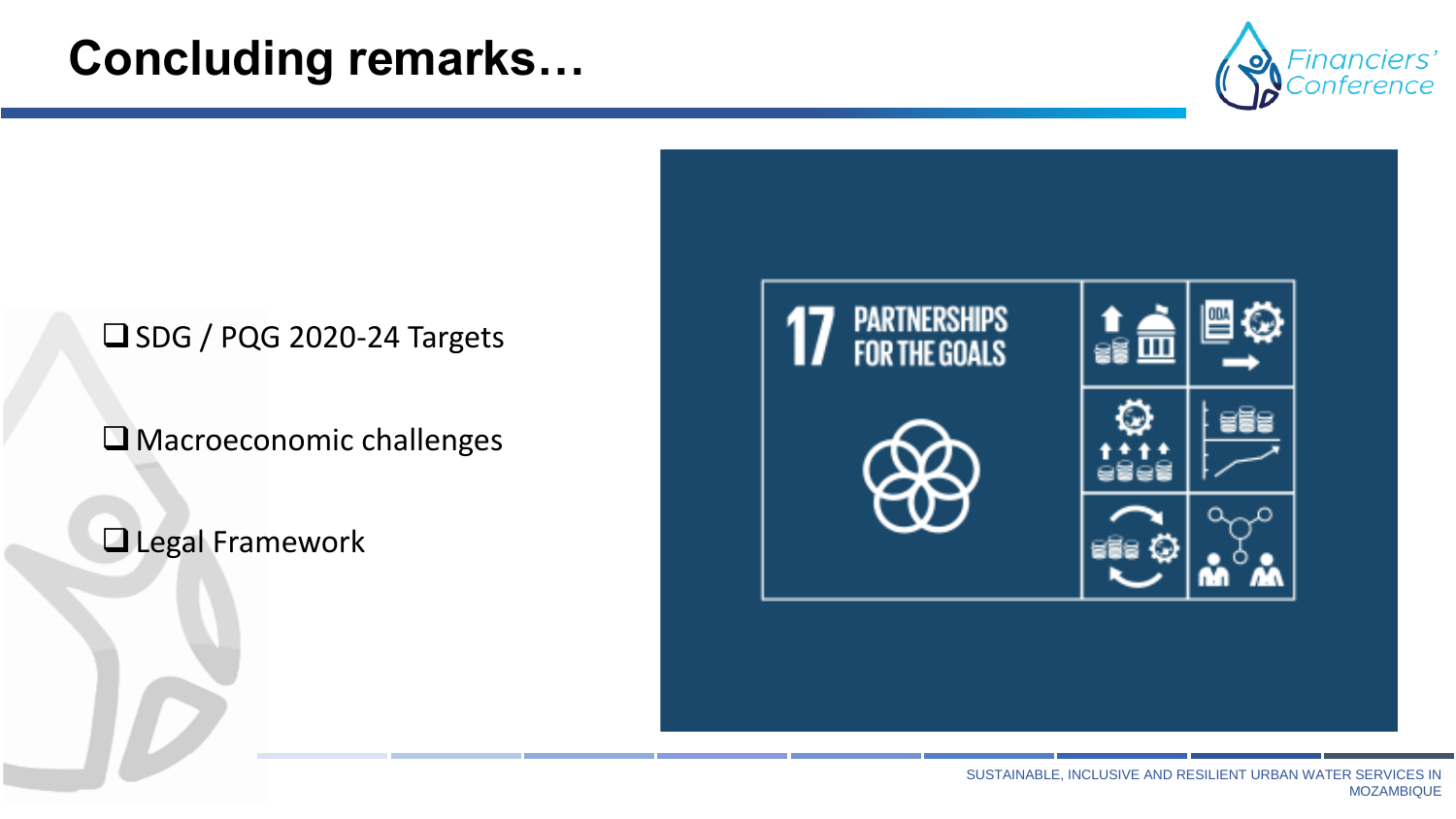# Concluding remarks…

- ❑ SDG / PQG 2020-24 Targets
- ❑ Macroeconomic challenges
- ❑ Legal Framework

17 PARTNERSHIPS FOR THE GOALS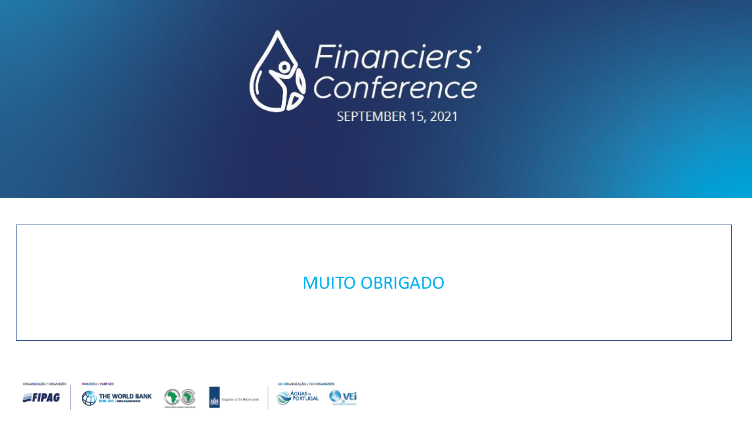# Financiers' Conference

SEPTEMBER 15, 2021

MUITO OBRIGADO

ORGANIZAÇÃO / ORGANIZER

FIPAG

PARCEIRO / PARTNER

THE WORLD BANK

IBRD · IDA | WORLD BANK GROUP

Kingdom of the Netherlands

CO-ORGANIZAÇÃO / CO-ORGANIZERS

ÁGUAS DE PORTUGAL

VEI